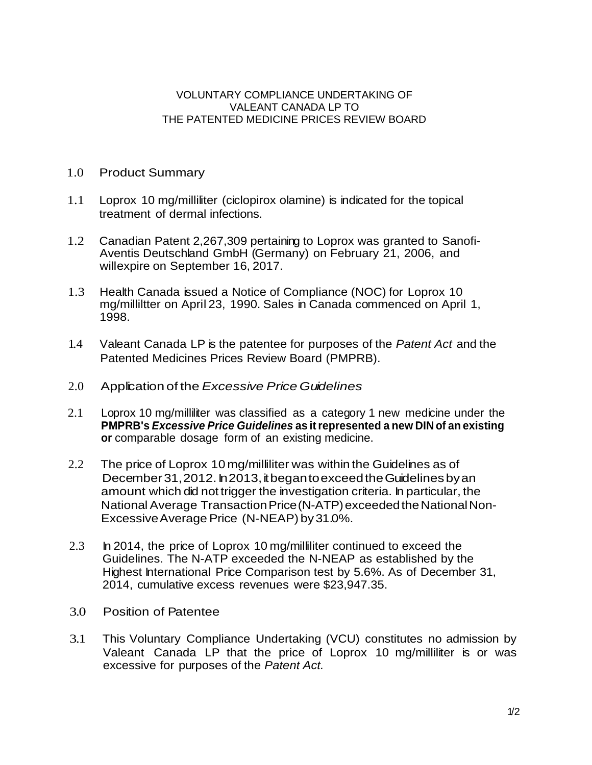# VOLUNTARY COMPLIANCE UNDERTAKING OF VALEANT CANADA LP TO THE PATENTED MEDICINE PRICES REVIEW BOARD

## 1.0 Product Summary

1.1 Loprox 10 mg/milliliter (ciclopirox olamine) is indicated for the topical treatment of dermal infections.

1.2 Canadian Patent 2,267,309 pertaining to Loprox was granted to Sanofi-Aventis Deutschland GmbH (Germany) on February 21, 2006, and willexpire on September 16, 2017.

1.3 Health Canada issued a Notice of Compliance (NOC) for Loprox 10 mg/milliltter on April 23, 1990. Sales in Canada commenced on April 1, 1998.

1.4 Valeant Canada LP is the patentee for purposes of the *Patent Act* and the Patented Medicines Prices Review Board (PMPRB).

## 2.0 Application of the *Excessive Price Guidelines*

2.1 Loprox 10 mg/milliliter was classified as a category 1 new medicine under the **PMPRB's *Excessive Price Guidelines* as it represented a new DIN of an existing or** comparable dosage form of an existing medicine.

2.2 The price of Loprox 10 mg/milliliter was within the Guidelines as of December 31, 2012. In 2013, it began to exceed the Guidelines by an amount which did not trigger the investigation criteria. In particular, the National Average Transaction Price (N-ATP) exceeded the National Non-Excessive Average Price (N-NEAP) by 31.0%.

2.3 In 2014, the price of Loprox 10 mg/milliliter continued to exceed the Guidelines. The N-ATP exceeded the N-NEAP as established by the Highest International Price Comparison test by 5.6%. As of December 31, 2014, cumulative excess revenues were $23,947.35.

## 3.0 Position of Patentee

3.1 This Voluntary Compliance Undertaking (VCU) constitutes no admission by Valeant Canada LP that the price of Loprox 10 mg/milliliter is or was excessive for purposes of the *Patent Act.*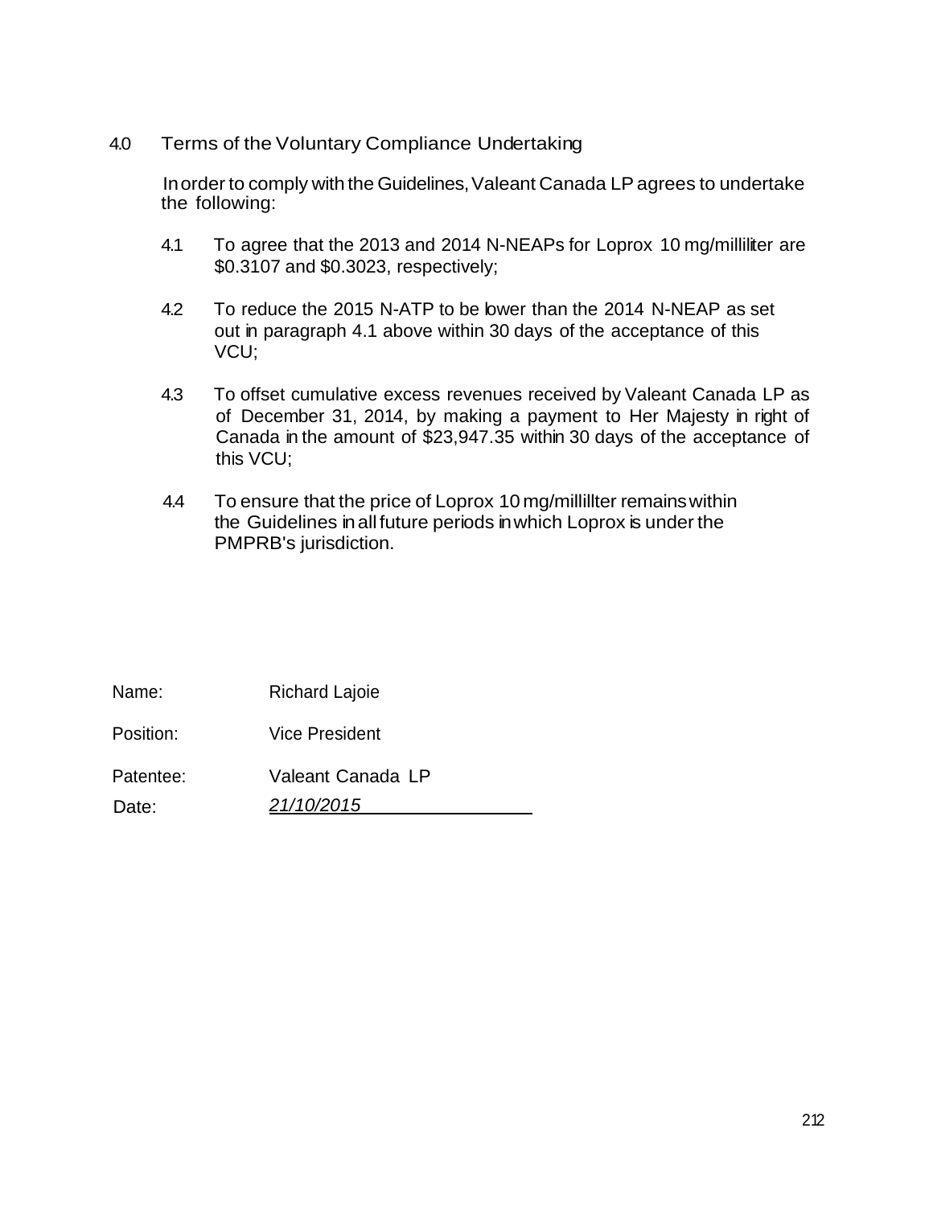## 4.0 Terms of the Voluntary Compliance Undertaking

In order to comply with the Guidelines, Valeant Canada LP agrees to undertake the following:

4.1 To agree that the 2013 and 2014 N-NEAPs for Loprox 10 mg/milliliter are $0.3107 and $0.3023, respectively;

4.2 To reduce the 2015 N-ATP to be lower than the 2014 N-NEAP as set out in paragraph 4.1 above within 30 days of the acceptance of this VCU;

4.3 To offset cumulative excess revenues received by Valeant Canada LP as of December 31, 2014, by making a payment to Her Majesty in right of Canada in the amount of $23,947.35 within 30 days of the acceptance of this VCU;

4.4 To ensure that the price of Loprox 10 mg/millillter remains within the Guidelines in all future periods in which Loprox is under the PMPRB's jurisdiction.

Name: Richard Lajoie

Position: Vice President

Patentee: Valeant Canada LP

Date: *21/10/2015*